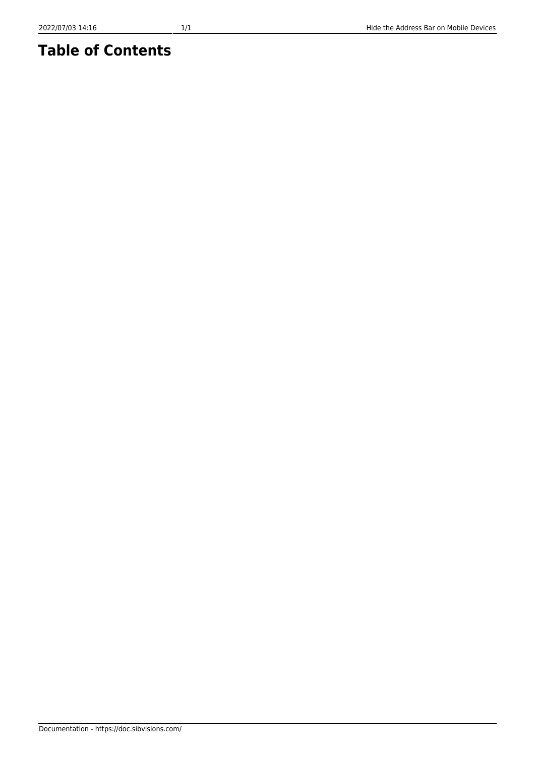# Table of Contents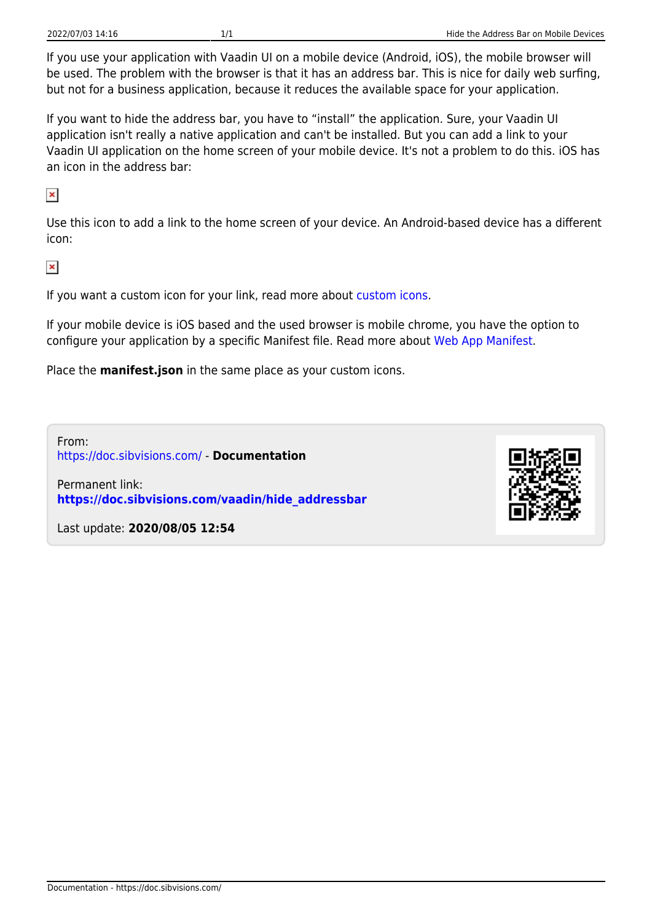If you use your application with Vaadin UI on a mobile device (Android, iOS), the mobile browser will be used. The problem with the browser is that it has an address bar. This is nice for daily web surfing, but not for a business application, because it reduces the available space for your application.

If you want to hide the address bar, you have to “install” the application. Sure, your Vaadin UI application isn't really a native application and can't be installed. But you can add a link to your Vaadin UI application on the home screen of your mobile device. It's not a problem to do this. iOS has an icon in the address bar:

Use this icon to add a link to the home screen of your device. An Android-based device has a different icon:

If you want a custom icon for your link, read more about custom icons.

If your mobile device is iOS based and the used browser is mobile chrome, you have the option to configure your application by a specific Manifest file. Read more about Web App Manifest.

Place the **manifest.json** in the same place as your custom icons.

From:
https://doc.sibvisions.com/ - **Documentation**

Permanent link:
**https://doc.sibvisions.com/vaadin/hide_addressbar**

Last update: **2020/08/05 12:54**